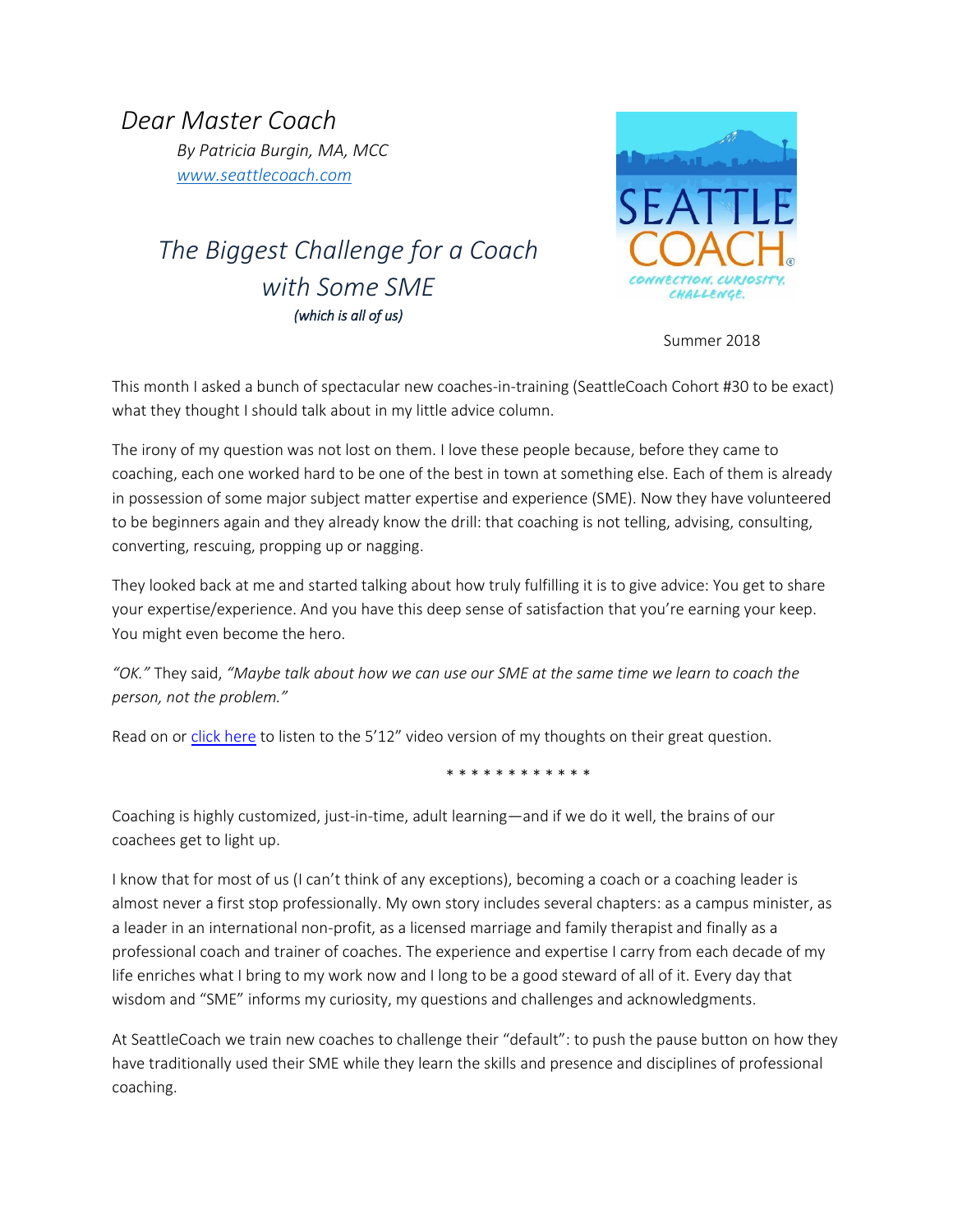# *Dear Master Coach*

*By Patricia Burgin, MA, MCC*
*[www.seattlecoach.com](http://www.seattlecoach.com)*

SEATTLE COACH®
CONNECTION. CURIOSITY. CHALLENGE.

## *The Biggest Challenge for a Coach with Some SME*

*(which is all of us)*

Summer 2018

This month I asked a bunch of spectacular new coaches-in-training (SeattleCoach Cohort #30 to be exact) what they thought I should talk about in my little advice column.

The irony of my question was not lost on them. I love these people because, before they came to coaching, each one worked hard to be one of the best in town at something else. Each of them is already in possession of some major subject matter expertise and experience (SME). Now they have volunteered to be beginners again and they already know the drill: that coaching is not telling, advising, consulting, converting, rescuing, propping up or nagging.

They looked back at me and started talking about how truly fulfilling it is to give advice: You get to share your expertise/experience. And you have this deep sense of satisfaction that you're earning your keep. You might even become the hero.

*"OK."* They said, *"Maybe talk about how we can use our SME at the same time we learn to coach the person, not the problem."*

Read on or click here to listen to the 5'12" video version of my thoughts on their great question.

* * * * * * * * * * * *

Coaching is highly customized, just-in-time, adult learning—and if we do it well, the brains of our coachees get to light up.

I know that for most of us (I can't think of any exceptions), becoming a coach or a coaching leader is almost never a first stop professionally. My own story includes several chapters: as a campus minister, as a leader in an international non-profit, as a licensed marriage and family therapist and finally as a professional coach and trainer of coaches. The experience and expertise I carry from each decade of my life enriches what I bring to my work now and I long to be a good steward of all of it. Every day that wisdom and "SME" informs my curiosity, my questions and challenges and acknowledgments.

At SeattleCoach we train new coaches to challenge their "default": to push the pause button on how they have traditionally used their SME while they learn the skills and presence and disciplines of professional coaching.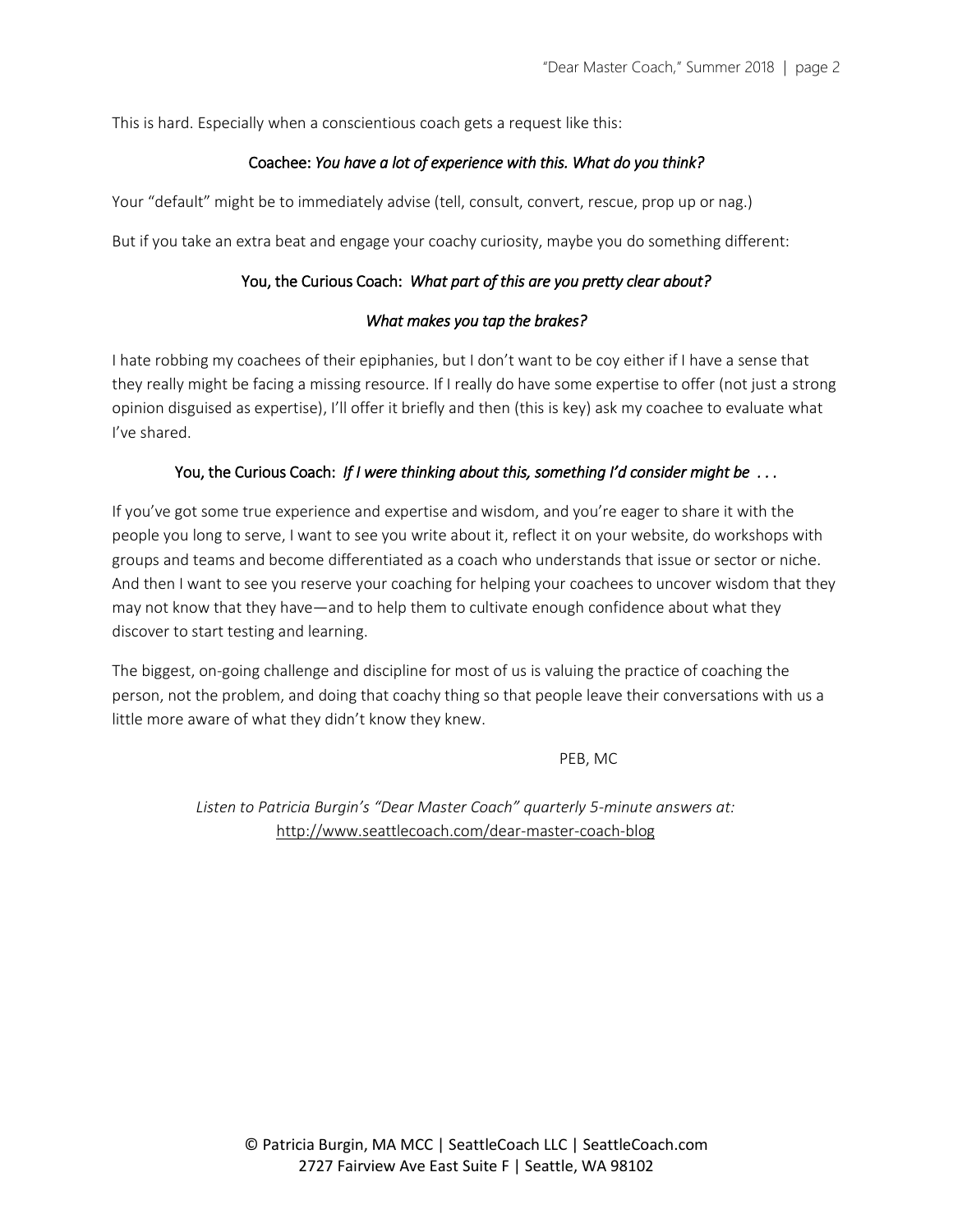This is hard. Especially when a conscientious coach gets a request like this:

Coachee: *You have a lot of experience with this. What do you think?*

Your "default" might be to immediately advise (tell, consult, convert, rescue, prop up or nag.)

But if you take an extra beat and engage your coachy curiosity, maybe you do something different:

You, the Curious Coach: *What part of this are you pretty clear about?*

*What makes you tap the brakes?*

I hate robbing my coachees of their epiphanies, but I don't want to be coy either if I have a sense that they really might be facing a missing resource. If I really do have some expertise to offer (not just a strong opinion disguised as expertise), I'll offer it briefly and then (this is key) ask my coachee to evaluate what I've shared.

You, the Curious Coach: *If I were thinking about this, something I'd consider might be . . .*

If you've got some true experience and expertise and wisdom, and you're eager to share it with the people you long to serve, I want to see you write about it, reflect it on your website, do workshops with groups and teams and become differentiated as a coach who understands that issue or sector or niche. And then I want to see you reserve your coaching for helping your coachees to uncover wisdom that they may not know that they have—and to help them to cultivate enough confidence about what they discover to start testing and learning.

The biggest, on-going challenge and discipline for most of us is valuing the practice of coaching the person, not the problem, and doing that coachy thing so that people leave their conversations with us a little more aware of what they didn't know they knew.

PEB, MC

*Listen to Patricia Burgin's "Dear Master Coach" quarterly 5-minute answers at:*
http://www.seattlecoach.com/dear-master-coach-blog

© Patricia Burgin, MA MCC | SeattleCoach LLC | SeattleCoach.com
2727 Fairview Ave East Suite F | Seattle, WA 98102